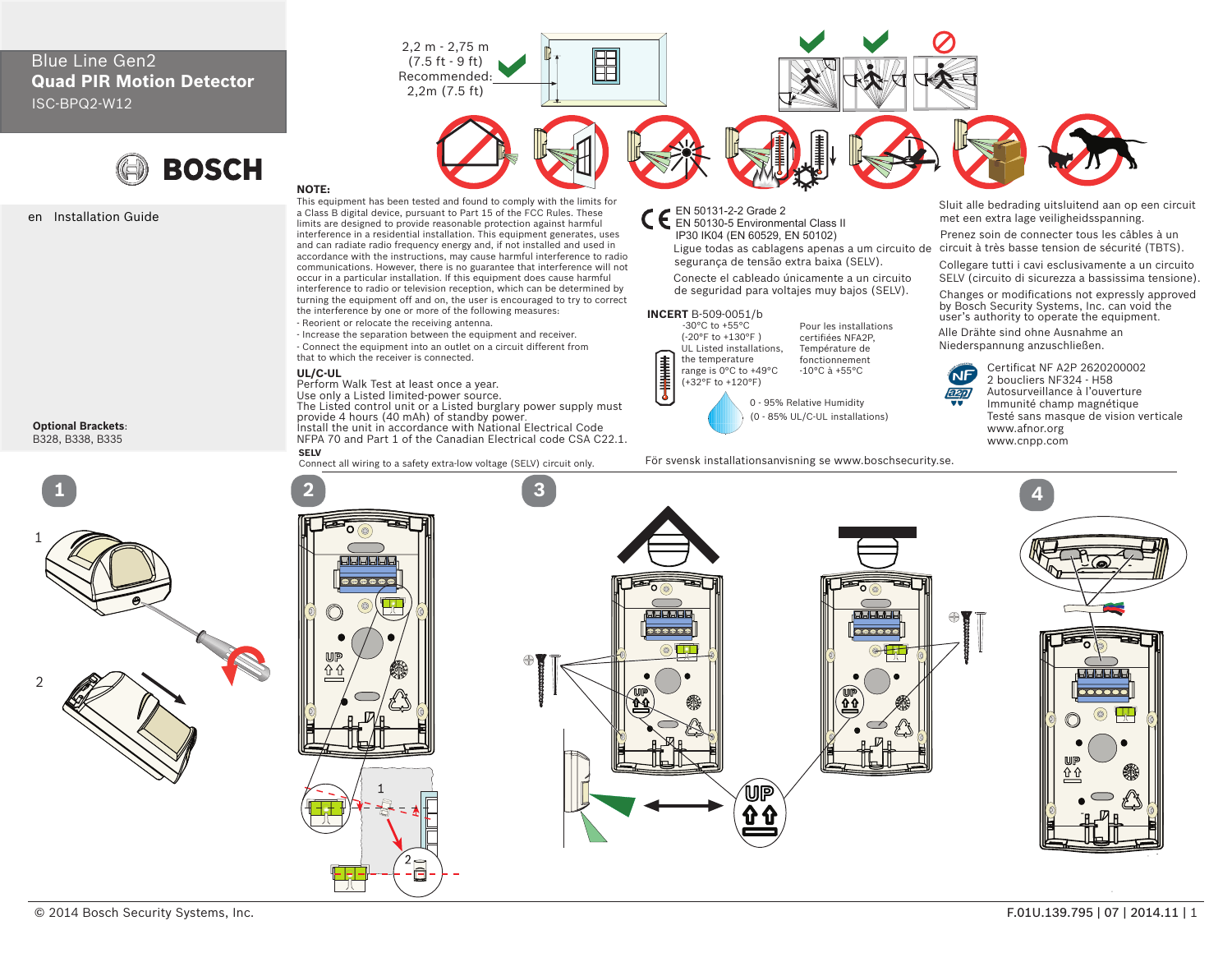Blue Line Gen2

# Quad PIR Motion Detector

ISC-BPQ2-W12

BOSCH

en Installation Guide

**Optional Brackets**:
B328, B338, B335

2,2 m - 2,75 m
(7.5 ft - 9 ft)
Recommended:
2,2m (7.5 ft)

**NOTE:**
This equipment has been tested and found to comply with the limits for a Class B digital device, pursuant to Part 15 of the FCC Rules. These limits are designed to provide reasonable protection against harmful interference in a residential installation. This equipment generates, uses and can radiate radio frequency energy and, if not installed and used in accordance with the instructions, may cause harmful interference to radio communications. However, there is no guarantee that interference will not occur in a particular installation. If this equipment does cause harmful interference to radio or television reception, which can be determined by turning the equipment off and on, the user is encouraged to try to correct the interference by one or more of the following measures:

- Reorient or relocate the receiving antenna.
- Increase the separation between the equipment and receiver.
- Connect the equipment into an outlet on a circuit different from that to which the receiver is connected.

**UL/C-UL**
Perform Walk Test at least once a year.
Use only a Listed limited-power source.
The Listed control unit or a Listed burglary power supply must provide 4 hours (40 mAh) of standby power.
Install the unit in accordance with National Electrical Code NFPA 70 and Part 1 of the Canadian Electrical code CSA C22.1.

**SELV**
Connect all wiring to a safety extra-low voltage (SELV) circuit only.

CE EN 50131-2-2 Grade 2
EN 50130-5 Environmental Class II
IP30 IK04 (EN 60529, EN 50102)

Ligue todas as cablagens apenas a um circuito de segurança de tensão extra baixa (SELV).

Conecte el cableado únicamente a un circuito de seguridad para voltajes muy bajos (SELV).

**INCERT** B-509-0051/b

-30°C to +55°C
(-20°F to +130°F )
UL Listed installations, the temperature range is 0°C to +49°C (+32°F to +120°F)

Pour les installations certifiées NFA2P, Température de fonctionnement -10°C à +55°C

0 - 95% Relative Humidity
(0 - 85% UL/C-UL installations)

Sluit alle bedrading uitsluitend aan op een circuit met een extra lage veiligheidsspanning.

Prenez soin de connecter tous les câbles à un circuit à très basse tension de sécurité (TBTS).

Collegare tutti i cavi esclusivamente a un circuito SELV (circuito di sicurezza a bassissima tensione).

Changes or modifications not expressly approved by Bosch Security Systems, Inc. can void the user's authority to operate the equipment.

Alle Drähte sind ohne Ausnahme an Niederspannung anzuschließen.

Certificat NF A2P 2620200002
2 boucliers NF324 - H58
Autosurveillance à l'ouverture
Immunité champ magnétique
Testé sans masque de vision verticale
www.afnor.org
www.cnpp.com

För svensk installationsanvisning se www.boschsecurity.se.

1 2 3 4

© 2014 Bosch Security Systems, Inc.

F.01U.139.795 | 07 | 2014.11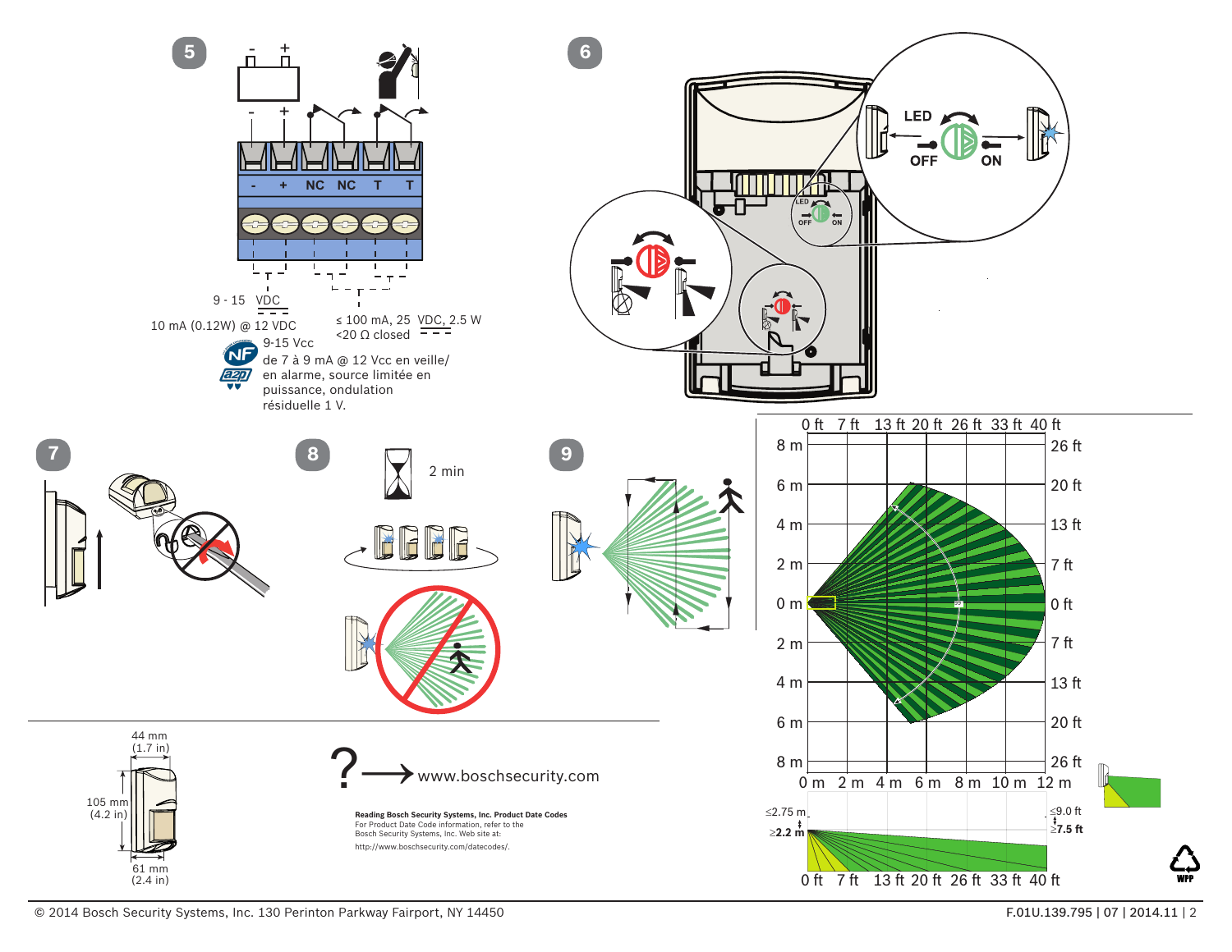5

- +

- + NC NC T T

9 - 15 VDC

10 mA (0.12W) @ 12 VDC

≤ 100 mA, 25 VDC, 2.5 W
<20 Ω closed

9-15 Vcc
de 7 à 9 mA @ 12 Vcc en veille/
en alarme, source limitée en
puissance, ondulation
résiduelle 1 V.

6

LED
OFF
ON

7

8

2 min

9

0 ft 7 ft 13 ft 20 ft 26 ft 33 ft 40 ft

8 m 26 ft
6 m 20 ft
4 m 13 ft
2 m 7 ft
0 m 0 ft
2 m 7 ft
4 m 13 ft
6 m 20 ft
8 m 26 ft

0 m 2 m 4 m 6 m 8 m 10 m 12 m

≤2.75 m ≤9.0 ft
≥2.2 m ≥7.5 ft

0 ft 7 ft 13 ft 20 ft 26 ft 33 ft 40 ft

44 mm
(1.7 in)

105 mm
(4.2 in)

61 mm
(2.4 in)

? → www.boschsecurity.com

**Reading Bosch Security Systems, Inc. Product Date Codes**
For Product Date Code information, refer to the Bosch Security Systems, Inc. Web site at:
http://www.boschsecurity.com/datecodes/.

WPP

© 2014 Bosch Security Systems, Inc. 130 Perinton Parkway Fairport, NY 14450

F.01U.139.795 | 07 | 2014.11